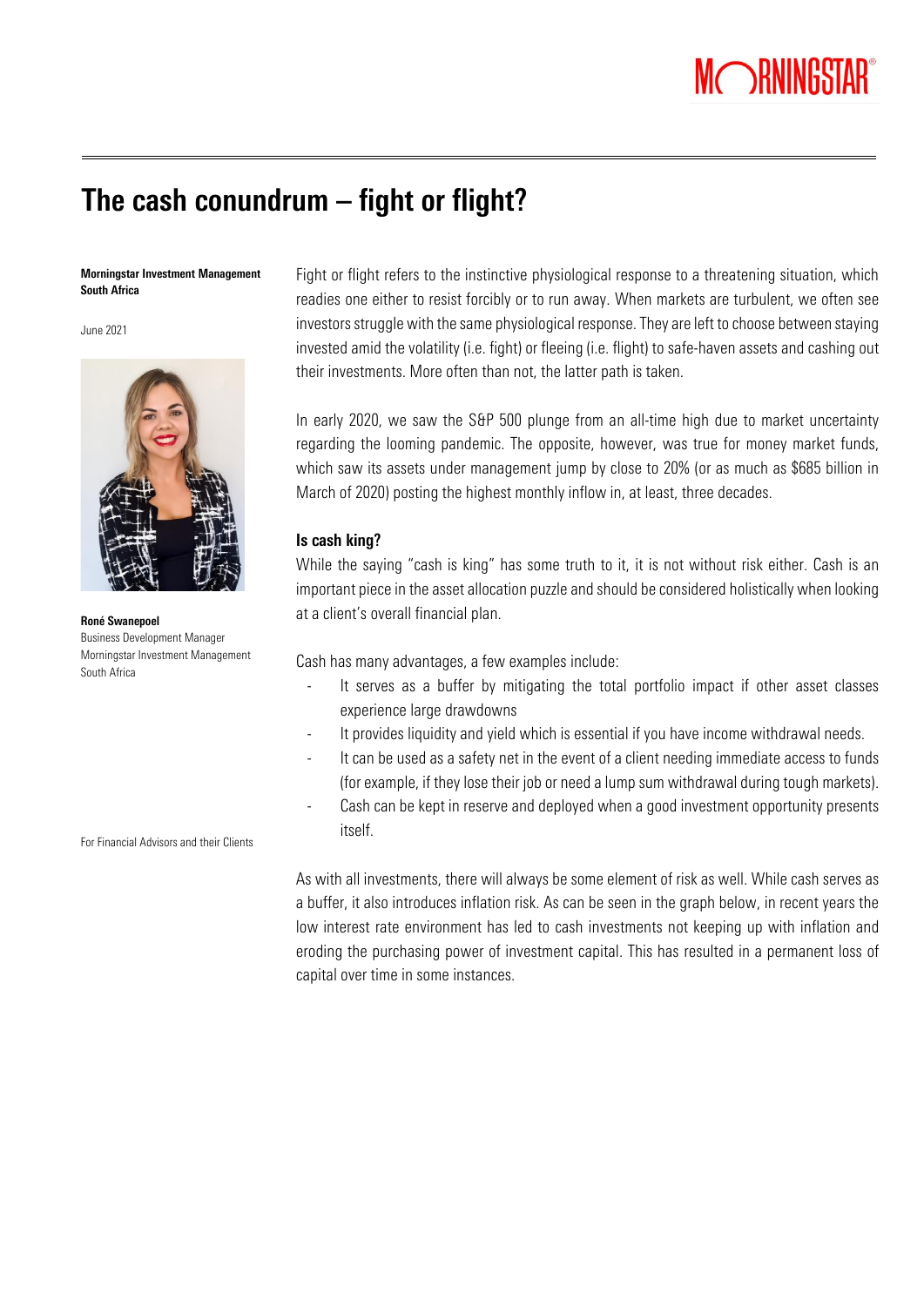# The cash conundrum – fight or flight?

**Morningstar Investment Management South Africa**

June 2021

**Roné Swanepoel**
Business Development Manager
Morningstar Investment Management South Africa

For Financial Advisors and their Clients

Fight or flight refers to the instinctive physiological response to a threatening situation, which readies one either to resist forcibly or to run away. When markets are turbulent, we often see investors struggle with the same physiological response. They are left to choose between staying invested amid the volatility (i.e. fight) or fleeing (i.e. flight) to safe-haven assets and cashing out their investments. More often than not, the latter path is taken.

In early 2020, we saw the S&P 500 plunge from an all-time high due to market uncertainty regarding the looming pandemic. The opposite, however, was true for money market funds, which saw its assets under management jump by close to 20% (or as much as $685 billion in March of 2020) posting the highest monthly inflow in, at least, three decades.

**Is cash king?**

While the saying "cash is king" has some truth to it, it is not without risk either. Cash is an important piece in the asset allocation puzzle and should be considered holistically when looking at a client's overall financial plan.

Cash has many advantages, a few examples include:

- It serves as a buffer by mitigating the total portfolio impact if other asset classes experience large drawdowns
- It provides liquidity and yield which is essential if you have income withdrawal needs.
- It can be used as a safety net in the event of a client needing immediate access to funds (for example, if they lose their job or need a lump sum withdrawal during tough markets).
- Cash can be kept in reserve and deployed when a good investment opportunity presents itself.

As with all investments, there will always be some element of risk as well. While cash serves as a buffer, it also introduces inflation risk. As can be seen in the graph below, in recent years the low interest rate environment has led to cash investments not keeping up with inflation and eroding the purchasing power of investment capital. This has resulted in a permanent loss of capital over time in some instances.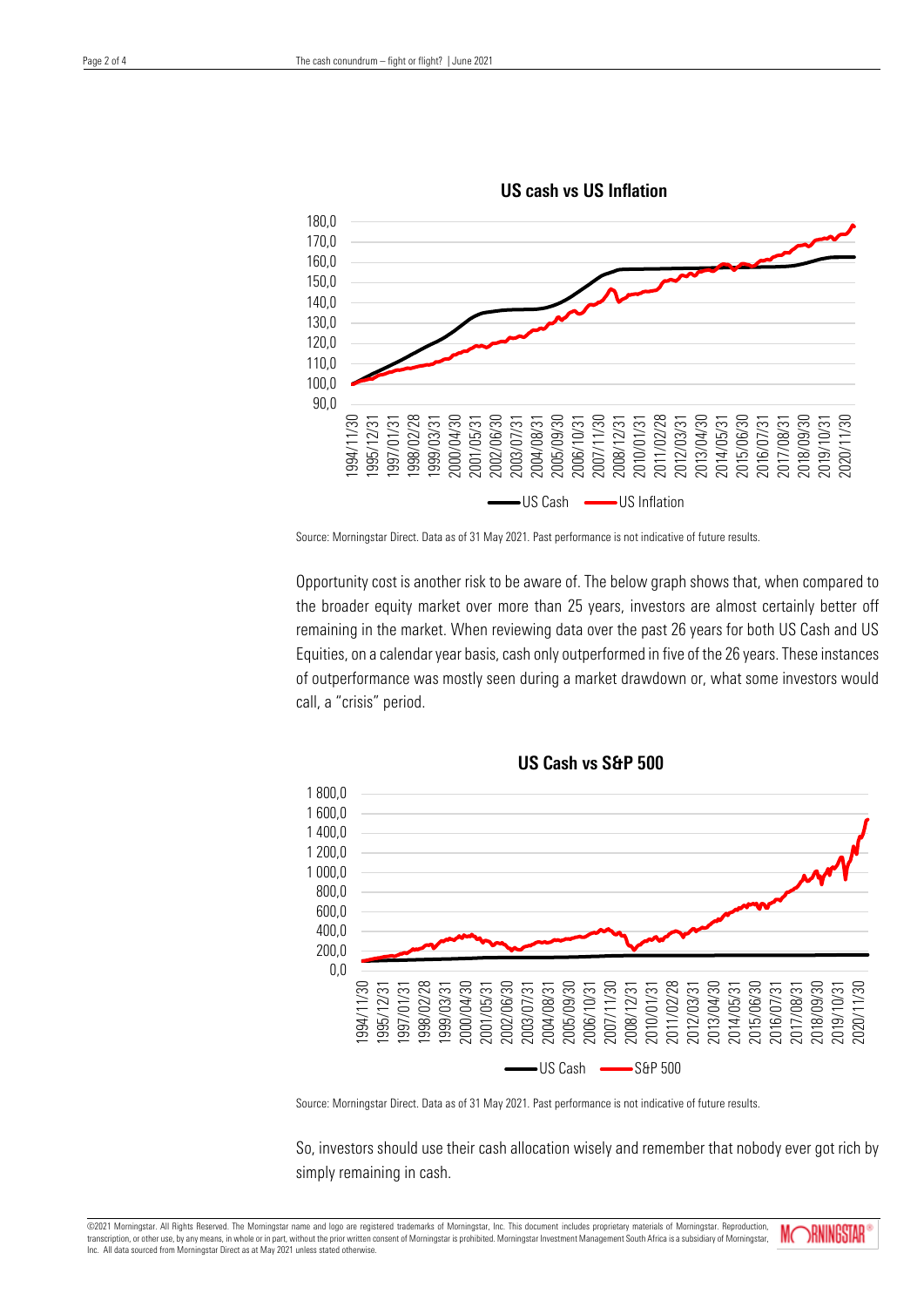## US cash vs US Inflation

Source: Morningstar Direct. Data as of 31 May 2021. Past performance is not indicative of future results.

Opportunity cost is another risk to be aware of. The below graph shows that, when compared to the broader equity market over more than 25 years, investors are almost certainly better off remaining in the market. When reviewing data over the past 26 years for both US Cash and US Equities, on a calendar year basis, cash only outperformed in five of the 26 years. These instances of outperformance was mostly seen during a market drawdown or, what some investors would call, a "crisis" period.

## US Cash vs S&P 500

Source: Morningstar Direct. Data as of 31 May 2021. Past performance is not indicative of future results.

So, investors should use their cash allocation wisely and remember that nobody ever got rich by simply remaining in cash.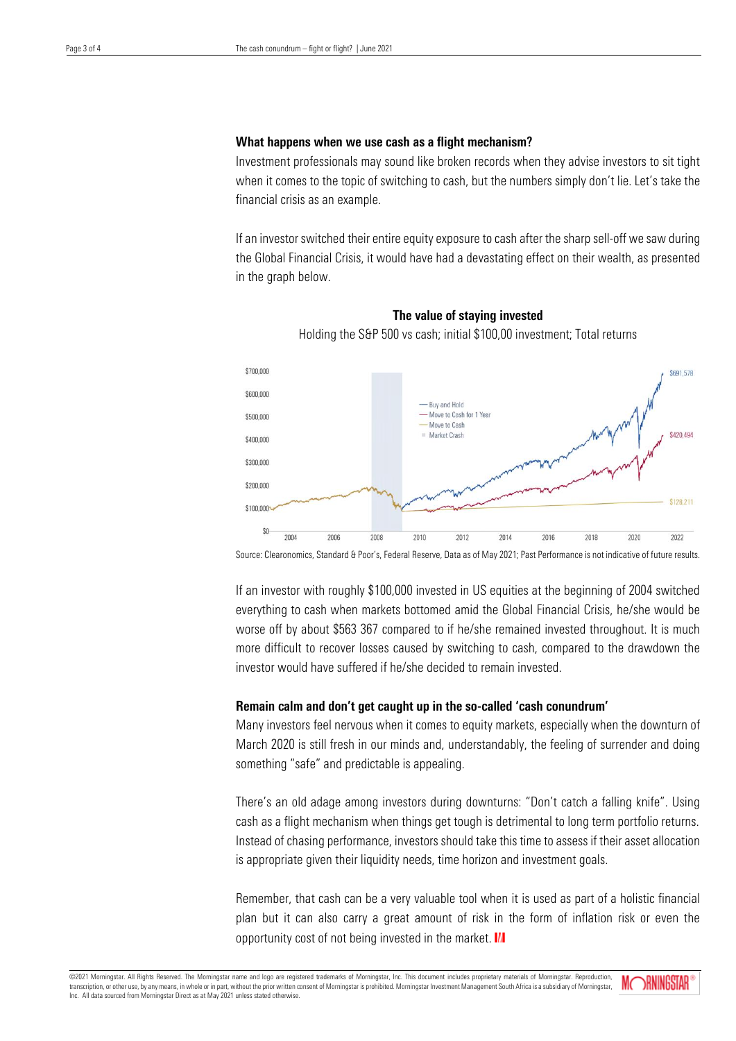### What happens when we use cash as a flight mechanism?

Investment professionals may sound like broken records when they advise investors to sit tight when it comes to the topic of switching to cash, but the numbers simply don't lie. Let's take the financial crisis as an example.

If an investor switched their entire equity exposure to cash after the sharp sell-off we saw during the Global Financial Crisis, it would have had a devastating effect on their wealth, as presented in the graph below.

**The value of staying invested**

Holding the S&P 500 vs cash; initial $100,00 investment; Total returns

Source: Clearonomics, Standard & Poor's, Federal Reserve, Data as of May 2021; Past Performance is not indicative of future results.

If an investor with roughly $100,000 invested in US equities at the beginning of 2004 switched everything to cash when markets bottomed amid the Global Financial Crisis, he/she would be worse off by about $563 367 compared to if he/she remained invested throughout. It is much more difficult to recover losses caused by switching to cash, compared to the drawdown the investor would have suffered if he/she decided to remain invested.

### Remain calm and don't get caught up in the so-called 'cash conundrum'

Many investors feel nervous when it comes to equity markets, especially when the downturn of March 2020 is still fresh in our minds and, understandably, the feeling of surrender and doing something "safe" and predictable is appealing.

There's an old adage among investors during downturns: "Don't catch a falling knife". Using cash as a flight mechanism when things get tough is detrimental to long term portfolio returns. Instead of chasing performance, investors should take this time to assess if their asset allocation is appropriate given their liquidity needs, time horizon and investment goals.

Remember, that cash can be a very valuable tool when it is used as part of a holistic financial plan but it can also carry a great amount of risk in the form of inflation risk or even the opportunity cost of not being invested in the market.

©2021 Morningstar. All Rights Reserved. The Morningstar name and logo are registered trademarks of Morningstar, Inc. This document includes proprietary materials of Morningstar. Reproduction, transcription, or other use, by any means, in whole or in part, without the prior written consent of Morningstar is prohibited. Morningstar Investment Management South Africa is a subsidiary of Morningstar, Inc. All data sourced from Morningstar Direct as at May 2021 unless stated otherwise.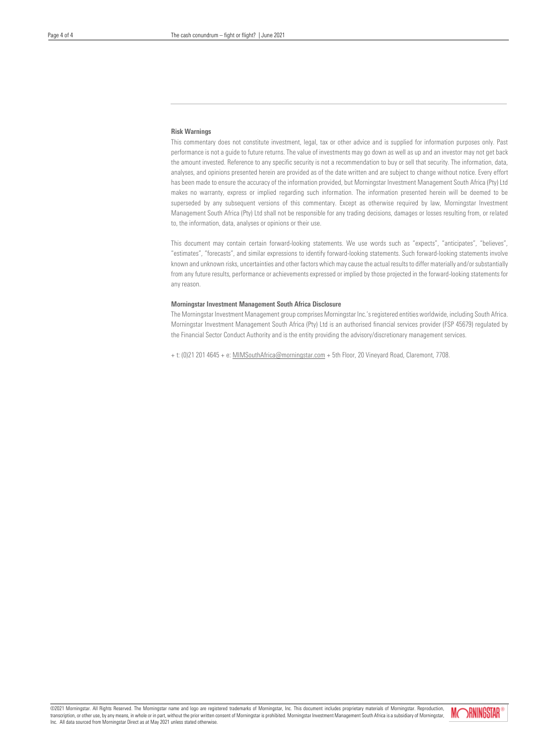**Risk Warnings**

This commentary does not constitute investment, legal, tax or other advice and is supplied for information purposes only. Past performance is not a guide to future returns. The value of investments may go down as well as up and an investor may not get back the amount invested. Reference to any specific security is not a recommendation to buy or sell that security. The information, data, analyses, and opinions presented herein are provided as of the date written and are subject to change without notice. Every effort has been made to ensure the accuracy of the information provided, but Morningstar Investment Management South Africa (Pty) Ltd makes no warranty, express or implied regarding such information. The information presented herein will be deemed to be superseded by any subsequent versions of this commentary. Except as otherwise required by law, Morningstar Investment Management South Africa (Pty) Ltd shall not be responsible for any trading decisions, damages or losses resulting from, or related to, the information, data, analyses or opinions or their use.

This document may contain certain forward-looking statements. We use words such as "expects", "anticipates", "believes", "estimates", "forecasts", and similar expressions to identify forward-looking statements. Such forward-looking statements involve known and unknown risks, uncertainties and other factors which may cause the actual results to differ materially and/or substantially from any future results, performance or achievements expressed or implied by those projected in the forward-looking statements for any reason.

**Morningstar Investment Management South Africa Disclosure**

The Morningstar Investment Management group comprises Morningstar Inc.'s registered entities worldwide, including South Africa. Morningstar Investment Management South Africa (Pty) Ltd is an authorised financial services provider (FSP 45679) regulated by the Financial Sector Conduct Authority and is the entity providing the advisory/discretionary management services.

+ t: (0)21 201 4645 + e: MIMSouthAfrica@morningstar.com + 5th Floor, 20 Vineyard Road, Claremont, 7708.

©2021 Morningstar. All Rights Reserved. The Morningstar name and logo are registered trademarks of Morningstar, Inc. This document includes proprietary materials of Morningstar. Reproduction, transcription, or other use, by any means, in whole or in part, without the prior written consent of Morningstar is prohibited. Morningstar Investment Management South Africa is a subsidiary of Morningstar, Inc. All data sourced from Morningstar Direct as at May 2021 unless stated otherwise.